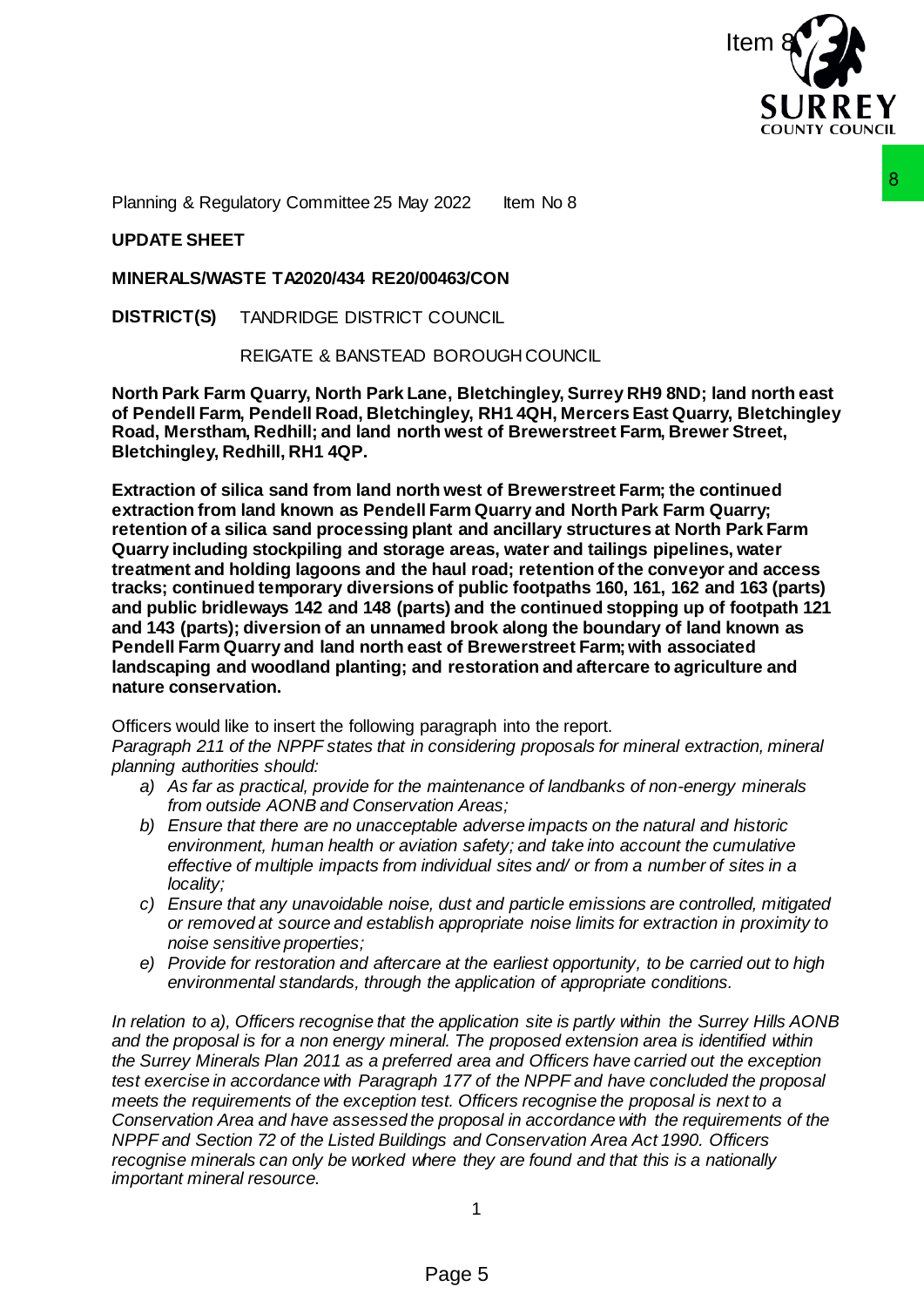Planning & Regulatory Committee 25 May 2022 Item No 8

**UPDATE SHEET**

**MINERALS/WASTE TA2020/434 RE20/00463/CON**

**DISTRICT(S)** TANDRIDGE DISTRICT COUNCIL

REIGATE & BANSTEAD BOROUGH COUNCIL

**North Park Farm Quarry, North Park Lane, Bletchingley, Surrey RH9 8ND; land north east of Pendell Farm, Pendell Road, Bletchingley, RH1 4QH, Mercers East Quarry, Bletchingley Road, Merstham, Redhill; and land north west of Brewerstreet Farm, Brewer Street, Bletchingley, Redhill, RH1 4QP.**

**Extraction of silica sand from land north west of Brewerstreet Farm; the continued extraction from land known as Pendell Farm Quarry and North Park Farm Quarry; retention of a silica sand processing plant and ancillary structures at North Park Farm Quarry including stockpiling and storage areas, water and tailings pipelines, water treatment and holding lagoons and the haul road; retention of the conveyor and access tracks; continued temporary diversions of public footpaths 160, 161, 162 and 163 (parts) and public bridleways 142 and 148 (parts) and the continued stopping up of footpath 121 and 143 (parts); diversion of an unnamed brook along the boundary of land known as Pendell Farm Quarry and land north east of Brewerstreet Farm; with associated landscaping and woodland planting; and restoration and aftercare to agriculture and nature conservation.**

Officers would like to insert the following paragraph into the report.

*Paragraph 211 of the NPPF states that in considering proposals for mineral extraction, mineral planning authorities should:*

a) *As far as practical, provide for the maintenance of landbanks of non-energy minerals from outside AONB and Conservation Areas;*
b) *Ensure that there are no unacceptable adverse impacts on the natural and historic environment, human health or aviation safety; and take into account the cumulative effective of multiple impacts from individual sites and/ or from a number of sites in a locality;*
c) *Ensure that any unavoidable noise, dust and particle emissions are controlled, mitigated or removed at source and establish appropriate noise limits for extraction in proximity to noise sensitive properties;*
e) *Provide for restoration and aftercare at the earliest opportunity, to be carried out to high environmental standards, through the application of appropriate conditions.*

*In relation to a), Officers recognise that the application site is partly within the Surrey Hills AONB and the proposal is for a non energy mineral. The proposed extension area is identified within the Surrey Minerals Plan 2011 as a preferred area and Officers have carried out the exception test exercise in accordance with Paragraph 177 of the NPPF and have concluded the proposal meets the requirements of the exception test. Officers recognise the proposal is next to a Conservation Area and have assessed the proposal in accordance with the requirements of the NPPF and Section 72 of the Listed Buildings and Conservation Area Act 1990. Officers recognise minerals can only be worked where they are found and that this is a nationally important mineral resource.*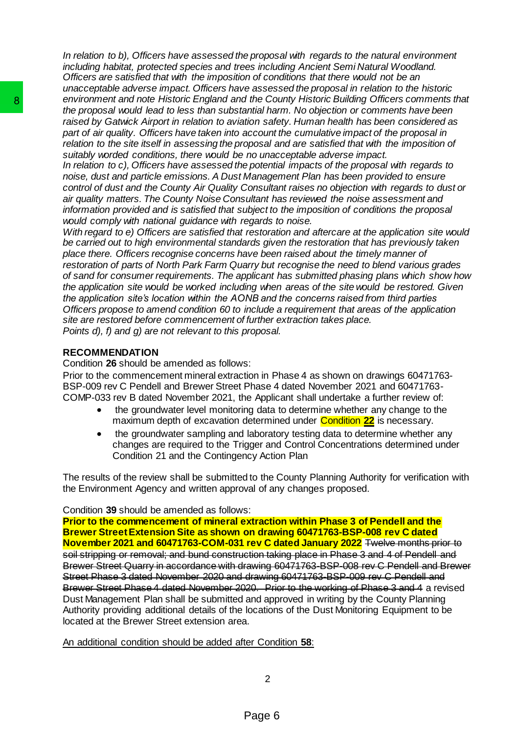*In relation to b), Officers have assessed the proposal with regards to the natural environment including habitat, protected species and trees including Ancient Semi Natural Woodland. Officers are satisfied that with the imposition of conditions that there would not be an unacceptable adverse impact. Officers have assessed the proposal in relation to the historic environment and note Historic England and the County Historic Building Officers comments that the proposal would lead to less than substantial harm. No objection or comments have been raised by Gatwick Airport in relation to aviation safety. Human health has been considered as part of air quality. Officers have taken into account the cumulative impact of the proposal in relation to the site itself in assessing the proposal and are satisfied that with the imposition of suitably worded conditions, there would be no unacceptable adverse impact.*

*In relation to c), Officers have assessed the potential impacts of the proposal with regards to noise, dust and particle emissions. A Dust Management Plan has been provided to ensure control of dust and the County Air Quality Consultant raises no objection with regards to dust or air quality matters. The County Noise Consultant has reviewed the noise assessment and information provided and is satisfied that subject to the imposition of conditions the proposal would comply with national guidance with regards to noise.*

*With regard to e) Officers are satisfied that restoration and aftercare at the application site would be carried out to high environmental standards given the restoration that has previously taken place there. Officers recognise concerns have been raised about the timely manner of restoration of parts of North Park Farm Quarry but recognise the need to blend various grades of sand for consumer requirements. The applicant has submitted phasing plans which show how the application site would be worked including when areas of the site would be restored. Given the application site's location within the AONB and the concerns raised from third parties Officers propose to amend condition 60 to include a requirement that areas of the application site are restored before commencement of further extraction takes place.*

*Points d), f) and g) are not relevant to this proposal.*

**RECOMMENDATION**

Condition **26** should be amended as follows:

Prior to the commencement mineral extraction in Phase 4 as shown on drawings 60471763-BSP-009 rev C Pendell and Brewer Street Phase 4 dated November 2021 and 60471763-COMP-033 rev B dated November 2021, the Applicant shall undertake a further review of:

- the groundwater level monitoring data to determine whether any change to the maximum depth of excavation determined under Condition **22** is necessary.
- the groundwater sampling and laboratory testing data to determine whether any changes are required to the Trigger and Control Concentrations determined under Condition 21 and the Contingency Action Plan

The results of the review shall be submitted to the County Planning Authority for verification with the Environment Agency and written approval of any changes proposed.

Condition **39** should be amended as follows:

**Prior to the commencement of mineral extraction within Phase 3 of Pendell and the Brewer Street Extension Site as shown on drawing 60471763-BSP-008 rev C dated November 2021 and 60471763-COM-031 rev C dated January 2022** ~~Twelve months prior to soil stripping or removal; and bund construction taking place in Phase 3 and 4 of Pendell and Brewer Street Quarry in accordance with drawing 60471763-BSP-008 rev C Pendell and Brewer Street Phase 3 dated November 2020 and drawing 60471763-BSP-009 rev C Pendell and Brewer Street Phase 4 dated November 2020. Prior to the working of Phase 3 and 4~~ a revised Dust Management Plan shall be submitted and approved in writing by the County Planning Authority providing additional details of the locations of the Dust Monitoring Equipment to be located at the Brewer Street extension area.

<u>An additional condition should be added after Condition **58**:</u>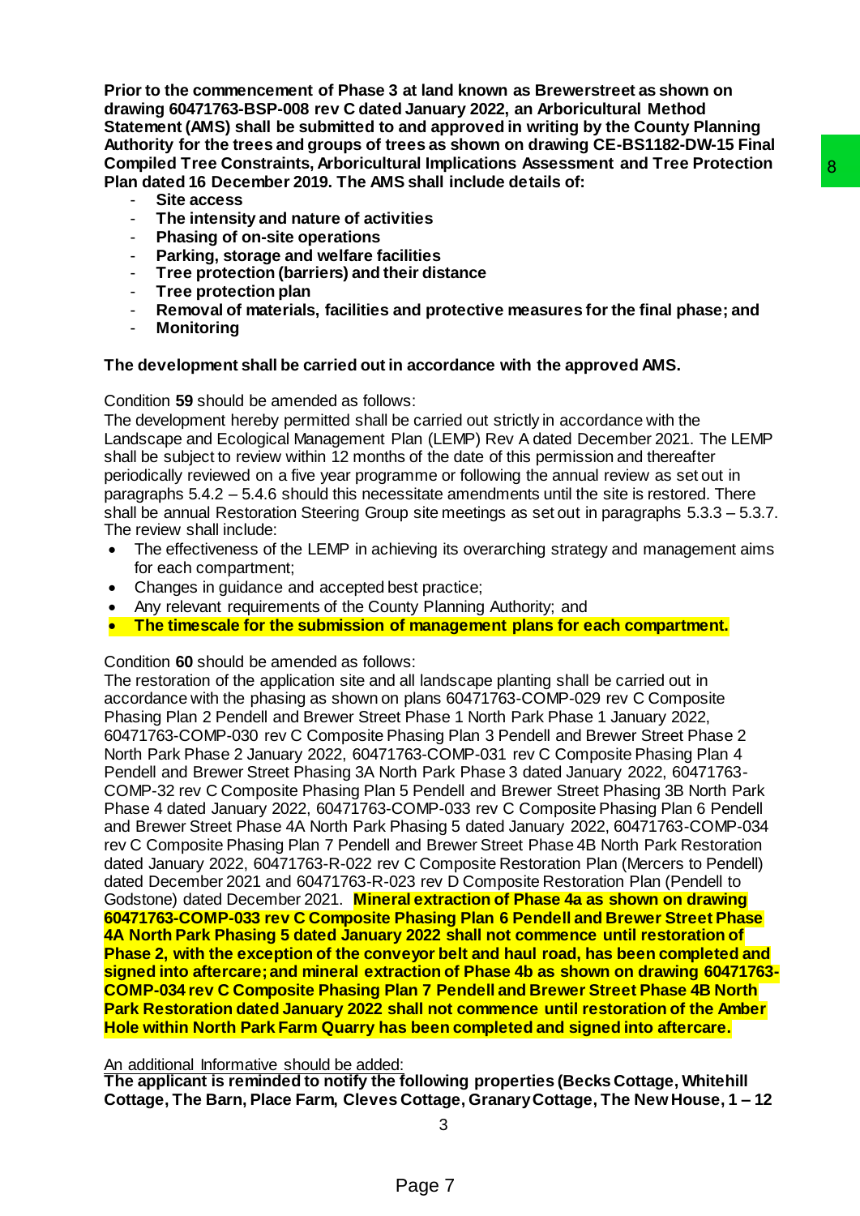**Prior to the commencement of Phase 3 at land known as Brewerstreet as shown on drawing 60471763-BSP-008 rev C dated January 2022, an Arboricultural Method Statement (AMS) shall be submitted to and approved in writing by the County Planning Authority for the trees and groups of trees as shown on drawing CE-BS1182-DW-15 Final Compiled Tree Constraints, Arboricultural Implications Assessment and Tree Protection Plan dated 16 December 2019. The AMS shall include details of:**

- **Site access**
- **The intensity and nature of activities**
- **Phasing of on-site operations**
- **Parking, storage and welfare facilities**
- **Tree protection (barriers) and their distance**
- **Tree protection plan**
- **Removal of materials, facilities and protective measures for the final phase; and**
- **Monitoring**

**The development shall be carried out in accordance with the approved AMS.**

Condition **59** should be amended as follows:

The development hereby permitted shall be carried out strictly in accordance with the Landscape and Ecological Management Plan (LEMP) Rev A dated December 2021. The LEMP shall be subject to review within 12 months of the date of this permission and thereafter periodically reviewed on a five year programme or following the annual review as set out in paragraphs 5.4.2 – 5.4.6 should this necessitate amendments until the site is restored. There shall be annual Restoration Steering Group site meetings as set out in paragraphs 5.3.3 – 5.3.7. The review shall include:

- The effectiveness of the LEMP in achieving its overarching strategy and management aims for each compartment;
- Changes in guidance and accepted best practice;
- Any relevant requirements of the County Planning Authority; and
- **The timescale for the submission of management plans for each compartment.**

Condition **60** should be amended as follows:

The restoration of the application site and all landscape planting shall be carried out in accordance with the phasing as shown on plans 60471763-COMP-029 rev C Composite Phasing Plan 2 Pendell and Brewer Street Phase 1 North Park Phase 1 January 2022, 60471763-COMP-030 rev C Composite Phasing Plan 3 Pendell and Brewer Street Phase 2 North Park Phase 2 January 2022, 60471763-COMP-031 rev C Composite Phasing Plan 4 Pendell and Brewer Street Phasing 3A North Park Phase 3 dated January 2022, 60471763-COMP-32 rev C Composite Phasing Plan 5 Pendell and Brewer Street Phasing 3B North Park Phase 4 dated January 2022, 60471763-COMP-033 rev C Composite Phasing Plan 6 Pendell and Brewer Street Phase 4A North Park Phasing 5 dated January 2022, 60471763-COMP-034 rev C Composite Phasing Plan 7 Pendell and Brewer Street Phase 4B North Park Restoration dated January 2022, 60471763-R-022 rev C Composite Restoration Plan (Mercers to Pendell) dated December 2021 and 60471763-R-023 rev D Composite Restoration Plan (Pendell to Godstone) dated December 2021. **Mineral extraction of Phase 4a as shown on drawing 60471763-COMP-033 rev C Composite Phasing Plan 6 Pendell and Brewer Street Phase 4A North Park Phasing 5 dated January 2022 shall not commence until restoration of Phase 2, with the exception of the conveyor belt and haul road, has been completed and signed into aftercare; and mineral extraction of Phase 4b as shown on drawing 60471763-COMP-034 rev C Composite Phasing Plan 7 Pendell and Brewer Street Phase 4B North Park Restoration dated January 2022 shall not commence until restoration of the Amber Hole within North Park Farm Quarry has been completed and signed into aftercare.**

An additional Informative should be added:

**The applicant is reminded to notify the following properties (Becks Cottage, Whitehill Cottage, The Barn, Place Farm, Cleves Cottage, Granary Cottage, The New House, 1 – 12**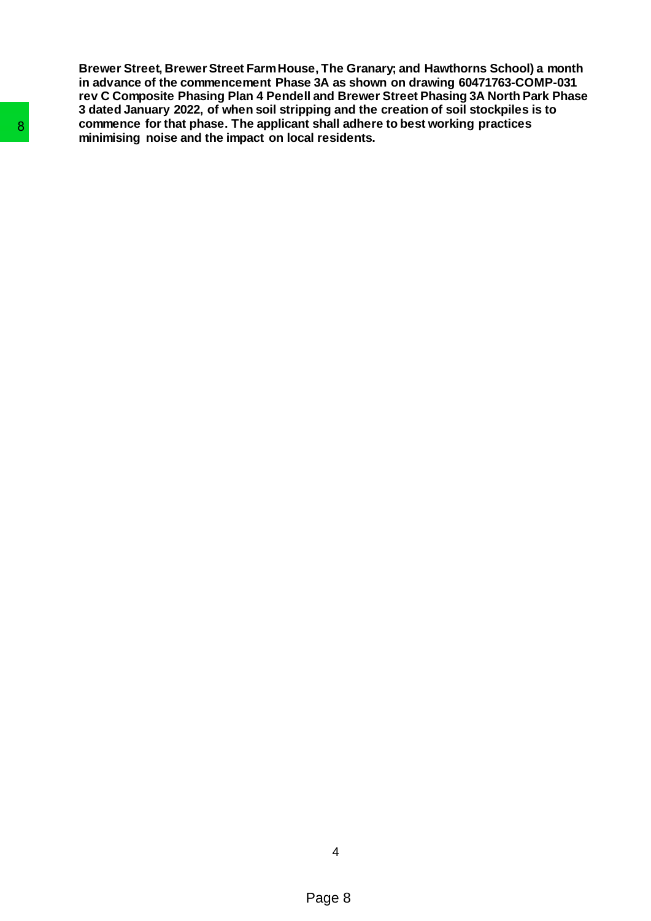**Brewer Street, Brewer Street Farm House, The Granary; and Hawthorns School) a month in advance of the commencement Phase 3A as shown on drawing 60471763-COMP-031 rev C Composite Phasing Plan 4 Pendell and Brewer Street Phasing 3A North Park Phase 3 dated January 2022, of when soil stripping and the creation of soil stockpiles is to commence for that phase. The applicant shall adhere to best working practices minimising noise and the impact on local residents.**